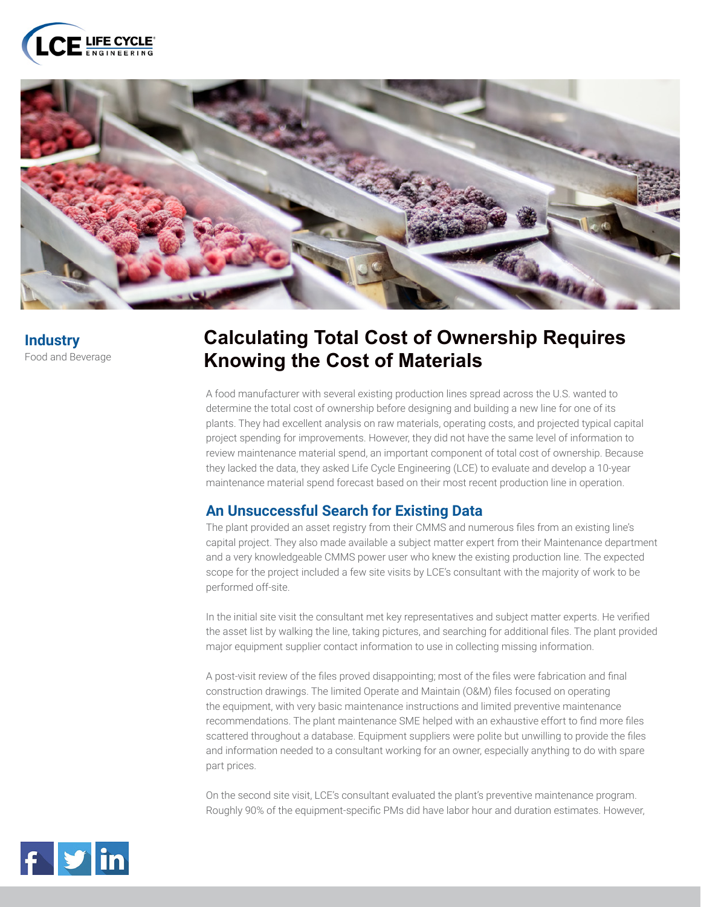**Industry**

Food and Beverage

# Calculating Total Cost of Ownership Requires Knowing the Cost of Materials

A food manufacturer with several existing production lines spread across the U.S. wanted to determine the total cost of ownership before designing and building a new line for one of its plants. They had excellent analysis on raw materials, operating costs, and projected typical capital project spending for improvements. However, they did not have the same level of information to review maintenance material spend, an important component of total cost of ownership. Because they lacked the data, they asked Life Cycle Engineering (LCE) to evaluate and develop a 10-year maintenance material spend forecast based on their most recent production line in operation.

## An Unsuccessful Search for Existing Data

The plant provided an asset registry from their CMMS and numerous files from an existing line's capital project. They also made available a subject matter expert from their Maintenance department and a very knowledgeable CMMS power user who knew the existing production line. The expected scope for the project included a few site visits by LCE's consultant with the majority of work to be performed off-site.

In the initial site visit the consultant met key representatives and subject matter experts. He verified the asset list by walking the line, taking pictures, and searching for additional files. The plant provided major equipment supplier contact information to use in collecting missing information.

A post-visit review of the files proved disappointing; most of the files were fabrication and final construction drawings. The limited Operate and Maintain (O&M) files focused on operating the equipment, with very basic maintenance instructions and limited preventive maintenance recommendations. The plant maintenance SME helped with an exhaustive effort to find more files scattered throughout a database. Equipment suppliers were polite but unwilling to provide the files and information needed to a consultant working for an owner, especially anything to do with spare part prices.

On the second site visit, LCE's consultant evaluated the plant's preventive maintenance program. Roughly 90% of the equipment-specific PMs did have labor hour and duration estimates. However,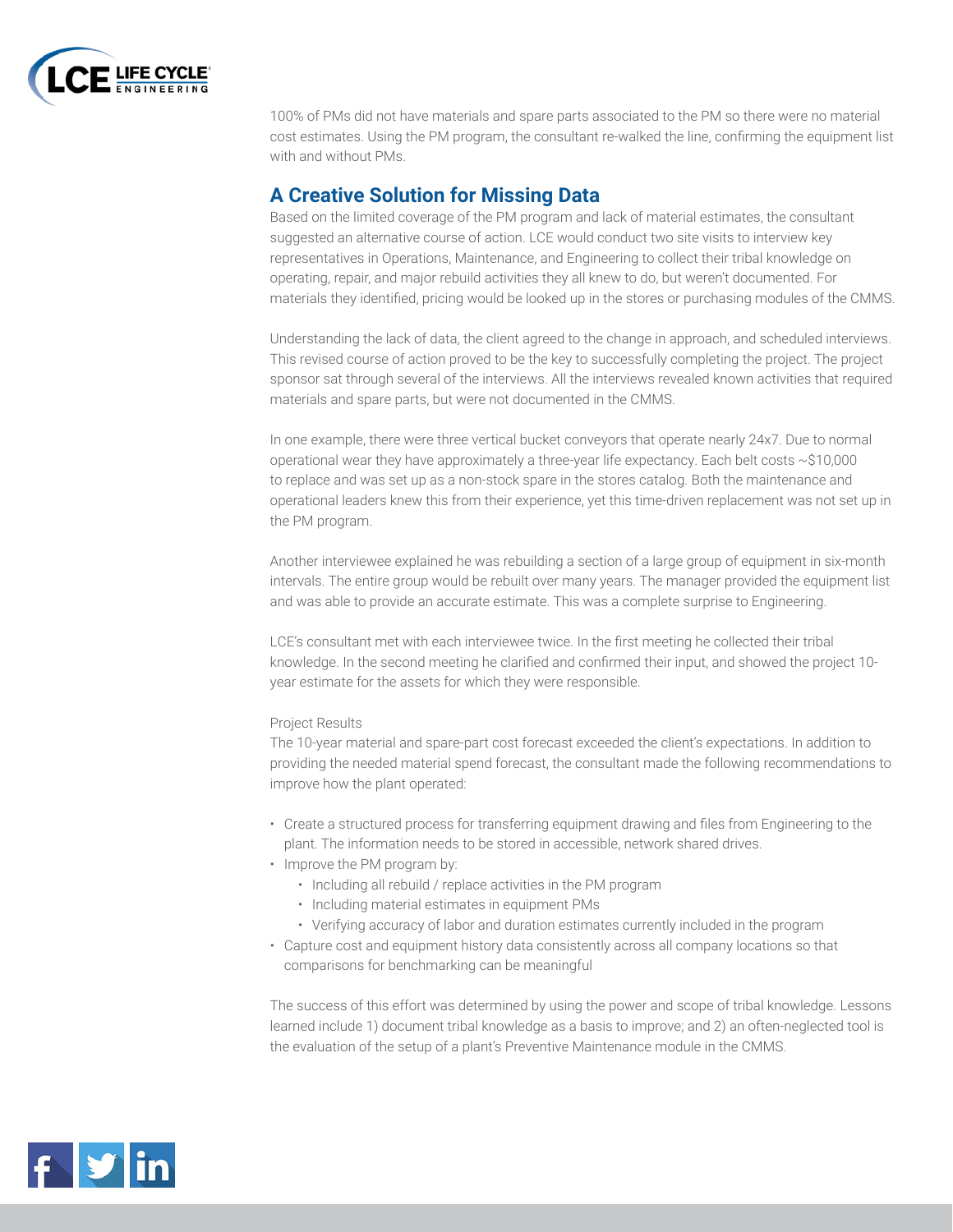100% of PMs did not have materials and spare parts associated to the PM so there were no material cost estimates. Using the PM program, the consultant re-walked the line, confirming the equipment list with and without PMs.

## A Creative Solution for Missing Data

Based on the limited coverage of the PM program and lack of material estimates, the consultant suggested an alternative course of action. LCE would conduct two site visits to interview key representatives in Operations, Maintenance, and Engineering to collect their tribal knowledge on operating, repair, and major rebuild activities they all knew to do, but weren't documented. For materials they identified, pricing would be looked up in the stores or purchasing modules of the CMMS.

Understanding the lack of data, the client agreed to the change in approach, and scheduled interviews. This revised course of action proved to be the key to successfully completing the project. The project sponsor sat through several of the interviews. All the interviews revealed known activities that required materials and spare parts, but were not documented in the CMMS.

In one example, there were three vertical bucket conveyors that operate nearly 24x7. Due to normal operational wear they have approximately a three-year life expectancy. Each belt costs ~$10,000 to replace and was set up as a non-stock spare in the stores catalog. Both the maintenance and operational leaders knew this from their experience, yet this time-driven replacement was not set up in the PM program.

Another interviewee explained he was rebuilding a section of a large group of equipment in six-month intervals. The entire group would be rebuilt over many years. The manager provided the equipment list and was able to provide an accurate estimate. This was a complete surprise to Engineering.

LCE's consultant met with each interviewee twice. In the first meeting he collected their tribal knowledge. In the second meeting he clarified and confirmed their input, and showed the project 10-year estimate for the assets for which they were responsible.

Project Results

The 10-year material and spare-part cost forecast exceeded the client's expectations. In addition to providing the needed material spend forecast, the consultant made the following recommendations to improve how the plant operated:

- Create a structured process for transferring equipment drawing and files from Engineering to the plant. The information needs to be stored in accessible, network shared drives.
- Improve the PM program by:
  - Including all rebuild / replace activities in the PM program
  - Including material estimates in equipment PMs
  - Verifying accuracy of labor and duration estimates currently included in the program
- Capture cost and equipment history data consistently across all company locations so that comparisons for benchmarking can be meaningful

The success of this effort was determined by using the power and scope of tribal knowledge. Lessons learned include 1) document tribal knowledge as a basis to improve; and 2) an often-neglected tool is the evaluation of the setup of a plant's Preventive Maintenance module in the CMMS.